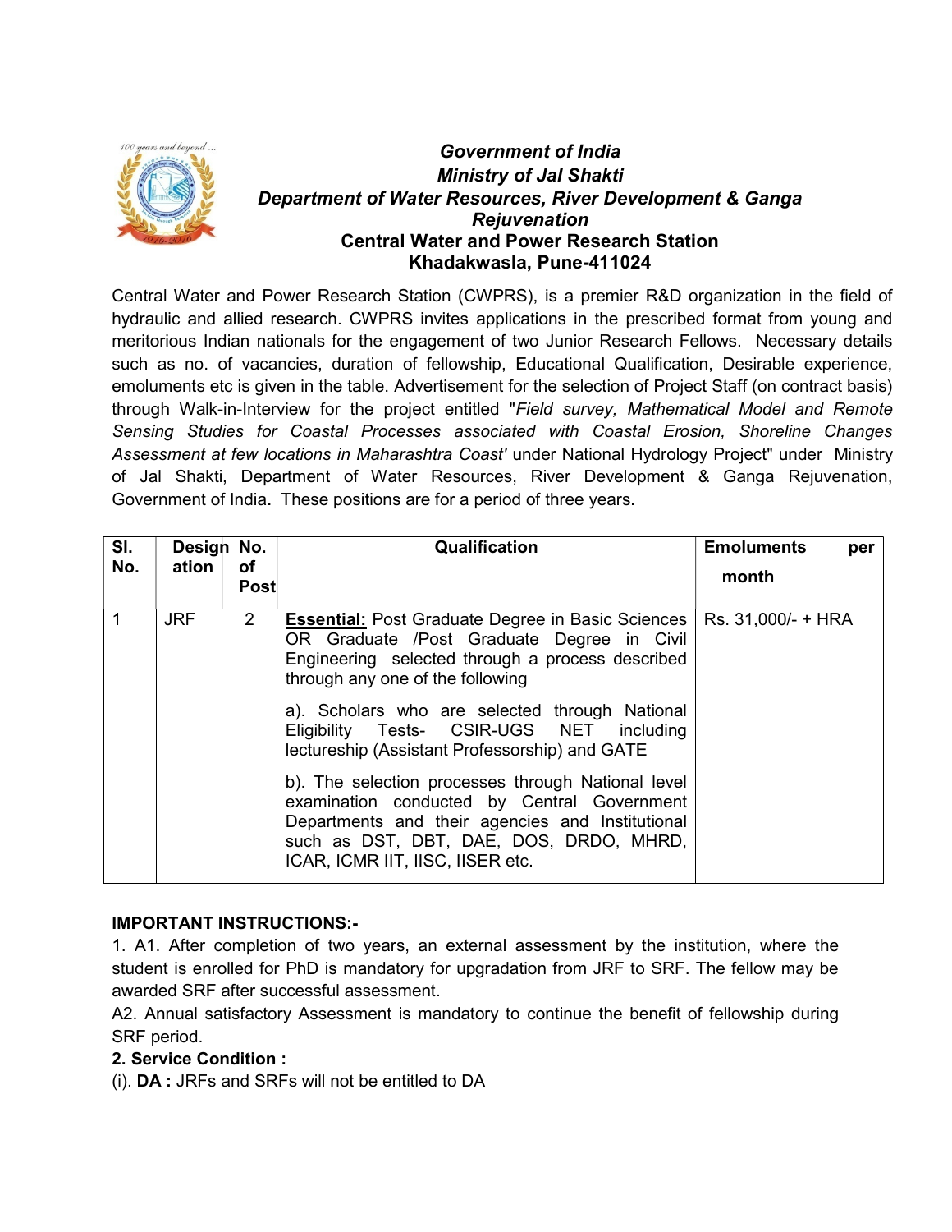*Government of India*
*Ministry of Jal Shakti*
*Department of Water Resources, River Development & Ganga Rejuvenation*

**Central Water and Power Research Station**
**Khadakwasla, Pune-411024**

Central Water and Power Research Station (CWPRS), is a premier R&D organization in the field of hydraulic and allied research. CWPRS invites applications in the prescribed format from young and meritorious Indian nationals for the engagement of two Junior Research Fellows. Necessary details such as no. of vacancies, duration of fellowship, Educational Qualification, Desirable experience, emoluments etc is given in the table. Advertisement for the selection of Project Staff (on contract basis) through Walk-in-Interview for the project entitled "*Field survey, Mathematical Model and Remote Sensing Studies for Coastal Processes associated with Coastal Erosion, Shoreline Changes Assessment at few locations in Maharashtra Coast'* under National Hydrology Project" under Ministry of Jal Shakti, Department of Water Resources, River Development & Ganga Rejuvenation, Government of India. These positions are for a period of three years.

| Sl. No. | Designation | No. of Post | Qualification | Emoluments per month |
|---|---|---|---|---|
| 1 | JRF | 2 | **Essential:** Post Graduate Degree in Basic Sciences OR Graduate /Post Graduate Degree in Civil Engineering selected through a process described through any one of the following<br><br>a). Scholars who are selected through National Eligibility Tests- CSIR-UGS NET including lectureship (Assistant Professorship) and GATE<br><br>b). The selection processes through National level examination conducted by Central Government Departments and their agencies and Institutional such as DST, DBT, DAE, DOS, DRDO, MHRD, ICAR, ICMR IIT, IISC, IISER etc. | Rs. 31,000/- + HRA |

**IMPORTANT INSTRUCTIONS:-**

1. A1. After completion of two years, an external assessment by the institution, where the student is enrolled for PhD is mandatory for upgradation from JRF to SRF. The fellow may be awarded SRF after successful assessment.

A2. Annual satisfactory Assessment is mandatory to continue the benefit of fellowship during SRF period.

**2. Service Condition :**

(i). **DA :** JRFs and SRFs will not be entitled to DA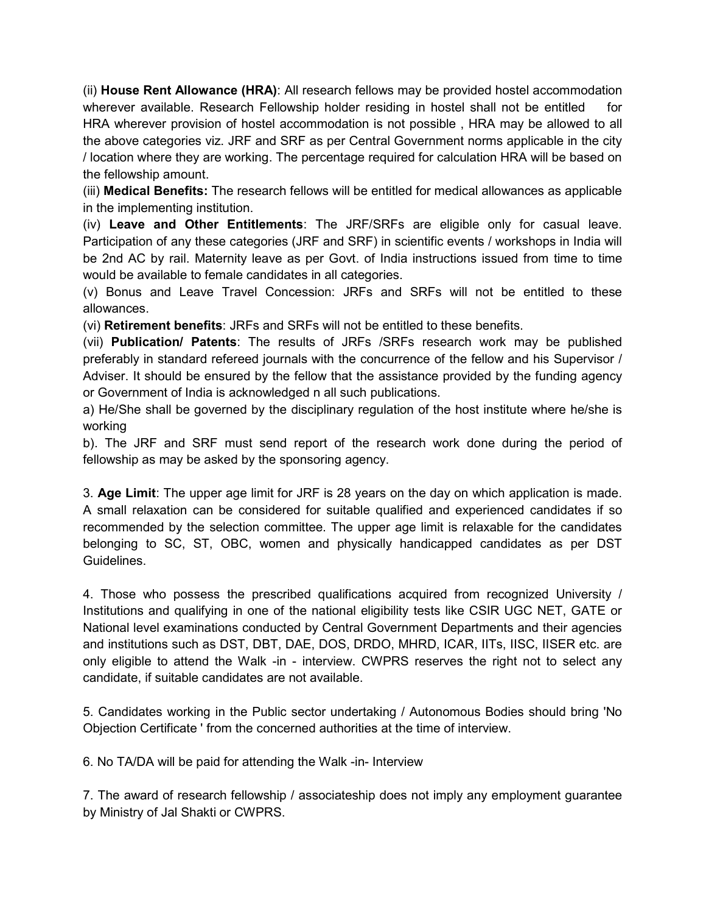(ii) **House Rent Allowance (HRA)**: All research fellows may be provided hostel accommodation wherever available. Research Fellowship holder residing in hostel shall not be entitled for HRA wherever provision of hostel accommodation is not possible , HRA may be allowed to all the above categories viz. JRF and SRF as per Central Government norms applicable in the city / location where they are working. The percentage required for calculation HRA will be based on the fellowship amount.

(iii) **Medical Benefits:** The research fellows will be entitled for medical allowances as applicable in the implementing institution.

(iv) **Leave and Other Entitlements**: The JRF/SRFs are eligible only for casual leave. Participation of any these categories (JRF and SRF) in scientific events / workshops in India will be 2nd AC by rail. Maternity leave as per Govt. of India instructions issued from time to time would be available to female candidates in all categories.

(v) Bonus and Leave Travel Concession: JRFs and SRFs will not be entitled to these allowances.

(vi) **Retirement benefits**: JRFs and SRFs will not be entitled to these benefits.

(vii) **Publication/ Patents**: The results of JRFs /SRFs research work may be published preferably in standard refereed journals with the concurrence of the fellow and his Supervisor / Adviser. It should be ensured by the fellow that the assistance provided by the funding agency or Government of India is acknowledged n all such publications.

a) He/She shall be governed by the disciplinary regulation of the host institute where he/she is working

b). The JRF and SRF must send report of the research work done during the period of fellowship as may be asked by the sponsoring agency.

3. **Age Limit**: The upper age limit for JRF is 28 years on the day on which application is made. A small relaxation can be considered for suitable qualified and experienced candidates if so recommended by the selection committee. The upper age limit is relaxable for the candidates belonging to SC, ST, OBC, women and physically handicapped candidates as per DST Guidelines.

4. Those who possess the prescribed qualifications acquired from recognized University / Institutions and qualifying in one of the national eligibility tests like CSIR UGC NET, GATE or National level examinations conducted by Central Government Departments and their agencies and institutions such as DST, DBT, DAE, DOS, DRDO, MHRD, ICAR, IITs, IISC, IISER etc. are only eligible to attend the Walk -in - interview. CWPRS reserves the right not to select any candidate, if suitable candidates are not available.

5. Candidates working in the Public sector undertaking / Autonomous Bodies should bring 'No Objection Certificate ' from the concerned authorities at the time of interview.

6. No TA/DA will be paid for attending the Walk -in- Interview

7. The award of research fellowship / associateship does not imply any employment guarantee by Ministry of Jal Shakti or CWPRS.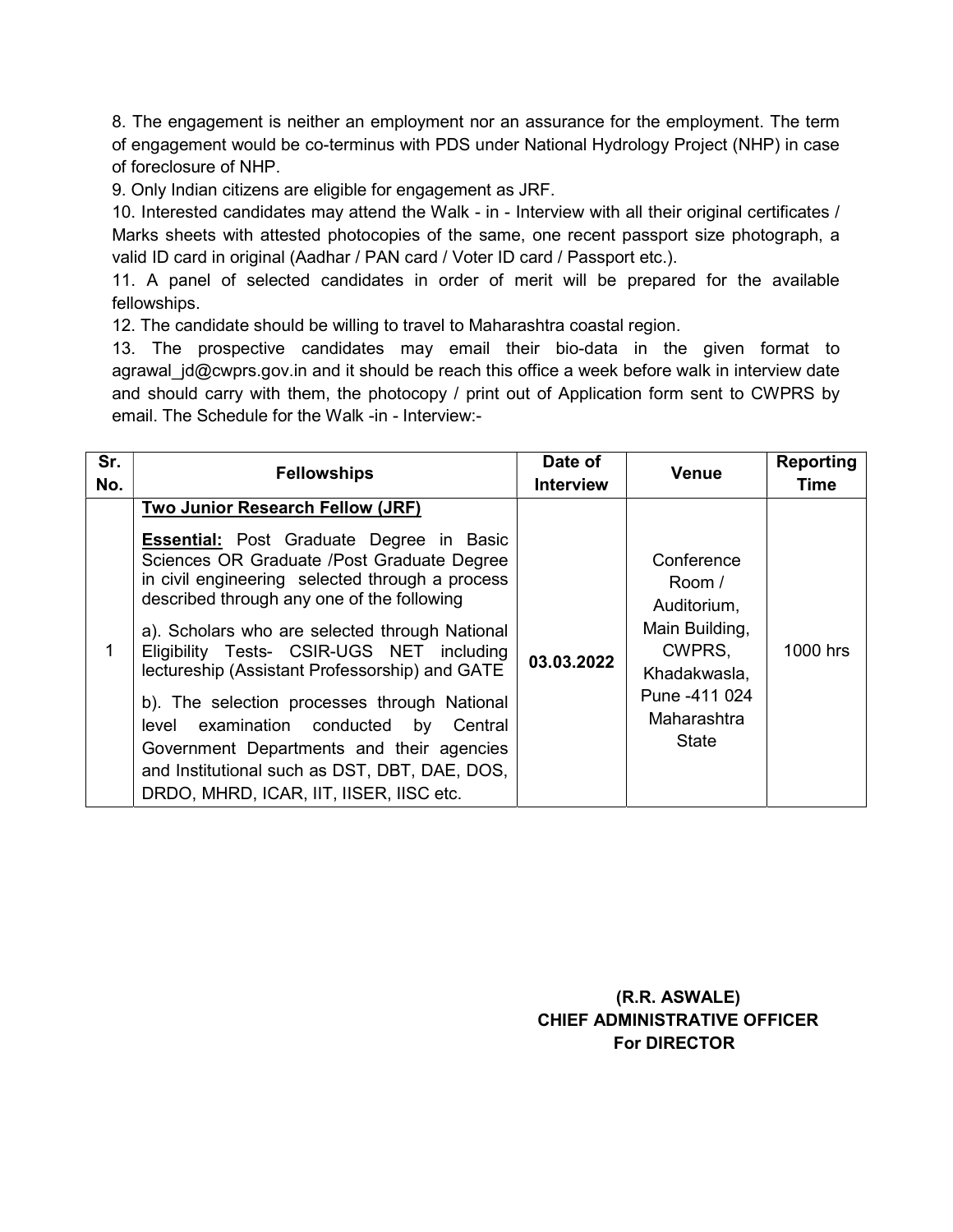8. The engagement is neither an employment nor an assurance for the employment. The term of engagement would be co-terminus with PDS under National Hydrology Project (NHP) in case of foreclosure of NHP.

9. Only Indian citizens are eligible for engagement as JRF.

10. Interested candidates may attend the Walk - in - Interview with all their original certificates / Marks sheets with attested photocopies of the same, one recent passport size photograph, a valid ID card in original (Aadhar / PAN card / Voter ID card / Passport etc.).

11. A panel of selected candidates in order of merit will be prepared for the available fellowships.

12. The candidate should be willing to travel to Maharashtra coastal region.

13. The prospective candidates may email their bio-data in the given format to agrawal_jd@cwprs.gov.in and it should be reach this office a week before walk in interview date and should carry with them, the photocopy / print out of Application form sent to CWPRS by email. The Schedule for the Walk -in - Interview:-

| Sr. No. | Fellowships | Date of Interview | Venue | Reporting Time |
|---|---|---|---|---|
| 1 | **Two Junior Research Fellow (JRF)**<br><br>**Essential:** Post Graduate Degree in Basic Sciences OR Graduate /Post Graduate Degree in civil engineering selected through a process described through any one of the following<br><br>a). Scholars who are selected through National Eligibility Tests- CSIR-UGS NET including lectureship (Assistant Professorship) and GATE<br><br>b). The selection processes through National level examination conducted by Central Government Departments and their agencies and Institutional such as DST, DBT, DAE, DOS, DRDO, MHRD, ICAR, IIT, IISER, IISC etc. | **03.03.2022** | Conference Room / Auditorium, Main Building, CWPRS, Khadakwasla, Pune -411 024 Maharashtra State | 1000 hrs |

**(R.R. ASWALE)**
**CHIEF ADMINISTRATIVE OFFICER**
**For DIRECTOR**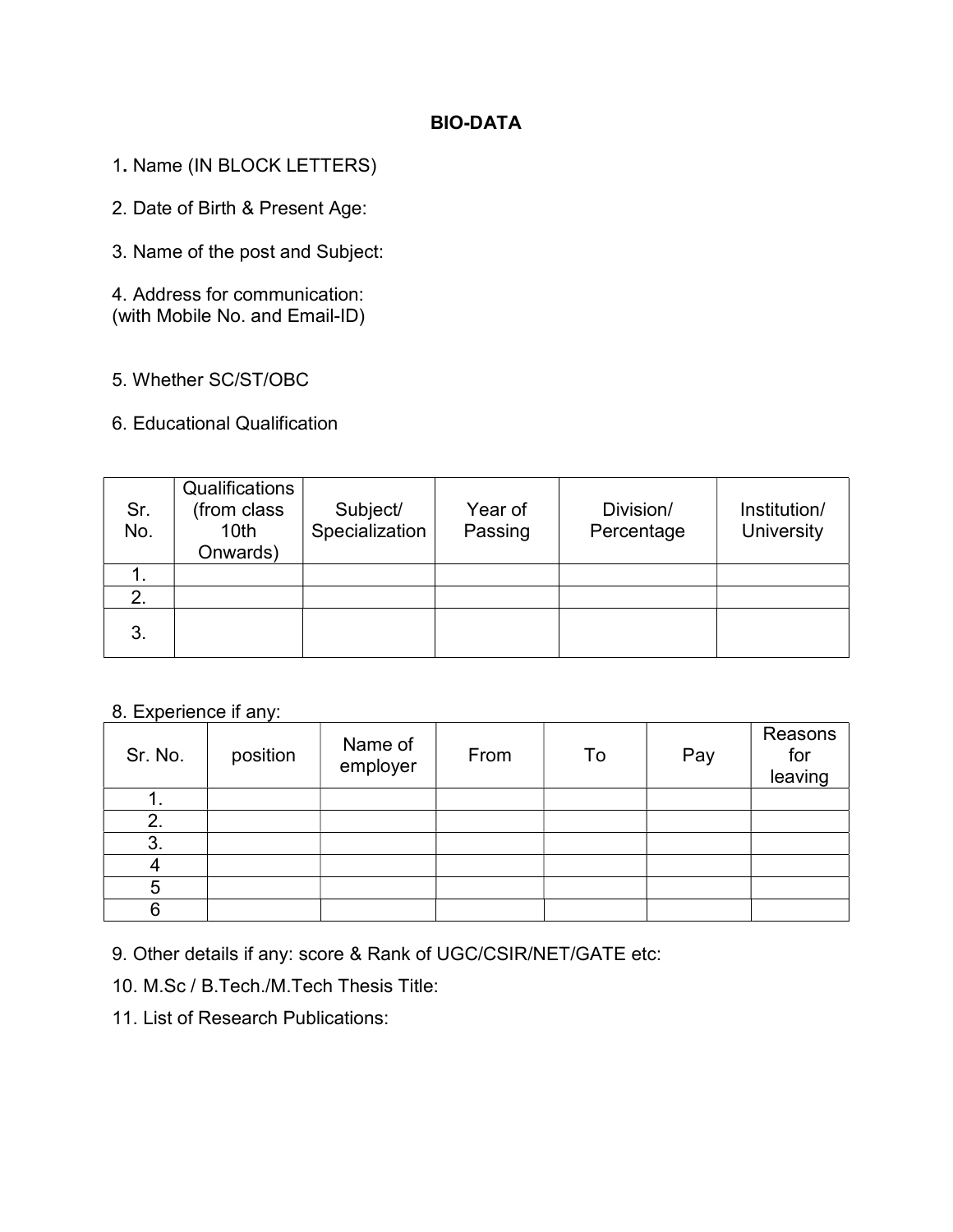# BIO-DATA

1. Name (IN BLOCK LETTERS)

2. Date of Birth & Present Age:

3. Name of the post and Subject:

4. Address for communication:
(with Mobile No. and Email-ID)

5. Whether SC/ST/OBC

6. Educational Qualification

| Sr. No. | Qualifications (from class 10th Onwards) | Subject/ Specialization | Year of Passing | Division/ Percentage | Institution/ University |
|---|---|---|---|---|---|
| 1. | | | | | |
| 2. | | | | | |
| 3. | | | | | |

8. Experience if any:

| Sr. No. | position | Name of employer | From | To | Pay | Reasons for leaving |
|---|---|---|---|---|---|---|
| 1. | | | | | | |
| 2. | | | | | | |
| 3. | | | | | | |
| 4 | | | | | | |
| 5 | | | | | | |
| 6 | | | | | | |

9. Other details if any: score & Rank of UGC/CSIR/NET/GATE etc:

10. M.Sc / B.Tech./M.Tech Thesis Title:

11. List of Research Publications: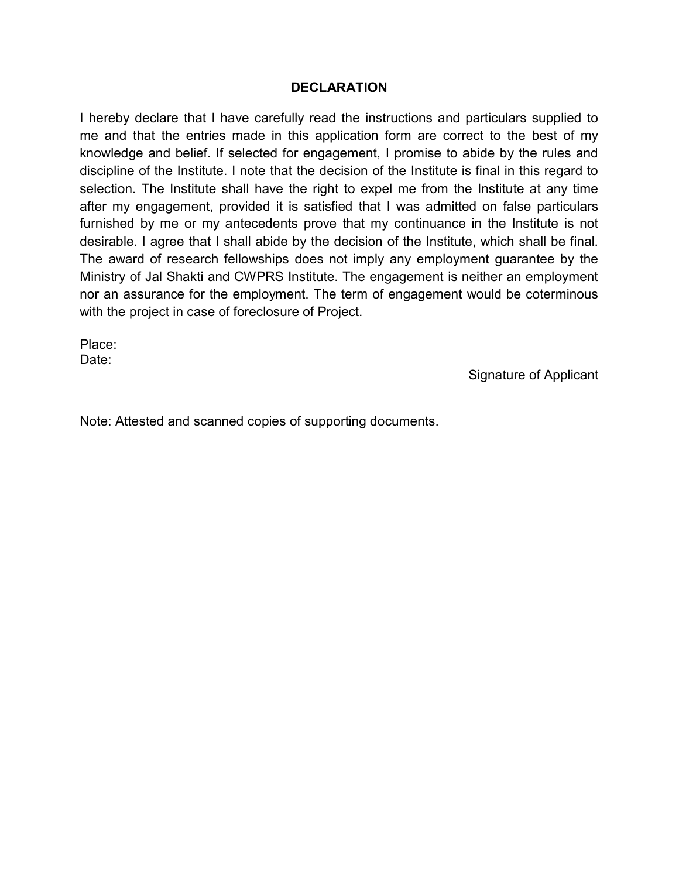## DECLARATION

I hereby declare that I have carefully read the instructions and particulars supplied to me and that the entries made in this application form are correct to the best of my knowledge and belief. If selected for engagement, I promise to abide by the rules and discipline of the Institute. I note that the decision of the Institute is final in this regard to selection. The Institute shall have the right to expel me from the Institute at any time after my engagement, provided it is satisfied that I was admitted on false particulars furnished by me or my antecedents prove that my continuance in the Institute is not desirable. I agree that I shall abide by the decision of the Institute, which shall be final. The award of research fellowships does not imply any employment guarantee by the Ministry of Jal Shakti and CWPRS Institute. The engagement is neither an employment nor an assurance for the employment. The term of engagement would be coterminous with the project in case of foreclosure of Project.

Place:
Date:

Signature of Applicant

Note: Attested and scanned copies of supporting documents.